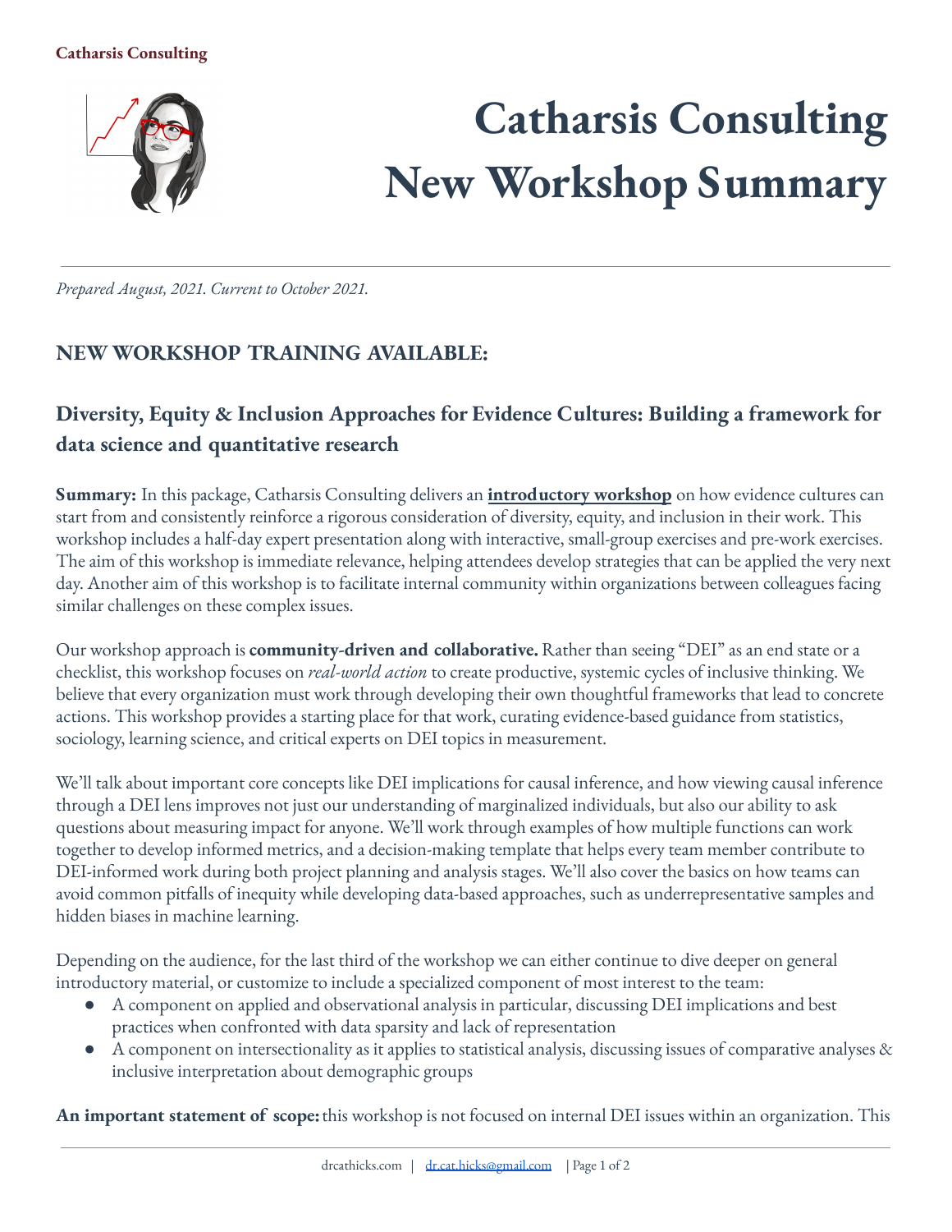**Catharsis Consulting**

# Catharsis Consulting New Workshop Summary

*Prepared August, 2021. Current to October 2021.*

## NEW WORKSHOP TRAINING AVAILABLE:

## Diversity, Equity & Inclusion Approaches for Evidence Cultures: Building a framework for data science and quantitative research

**Summary:** In this package, Catharsis Consulting delivers an **introductory workshop** on how evidence cultures can start from and consistently reinforce a rigorous consideration of diversity, equity, and inclusion in their work. This workshop includes a half-day expert presentation along with interactive, small-group exercises and pre-work exercises. The aim of this workshop is immediate relevance, helping attendees develop strategies that can be applied the very next day. Another aim of this workshop is to facilitate internal community within organizations between colleagues facing similar challenges on these complex issues.

Our workshop approach is **community-driven and collaborative.** Rather than seeing "DEI" as an end state or a checklist, this workshop focuses on *real-world action* to create productive, systemic cycles of inclusive thinking. We believe that every organization must work through developing their own thoughtful frameworks that lead to concrete actions. This workshop provides a starting place for that work, curating evidence-based guidance from statistics, sociology, learning science, and critical experts on DEI topics in measurement.

We'll talk about important core concepts like DEI implications for causal inference, and how viewing causal inference through a DEI lens improves not just our understanding of marginalized individuals, but also our ability to ask questions about measuring impact for anyone. We'll work through examples of how multiple functions can work together to develop informed metrics, and a decision-making template that helps every team member contribute to DEI-informed work during both project planning and analysis stages. We'll also cover the basics on how teams can avoid common pitfalls of inequity while developing data-based approaches, such as underrepresentative samples and hidden biases in machine learning.

Depending on the audience, for the last third of the workshop we can either continue to dive deeper on general introductory material, or customize to include a specialized component of most interest to the team:

- A component on applied and observational analysis in particular, discussing DEI implications and best practices when confronted with data sparsity and lack of representation
- A component on intersectionality as it applies to statistical analysis, discussing issues of comparative analyses & inclusive interpretation about demographic groups

**An important statement of scope:** this workshop is not focused on internal DEI issues within an organization. This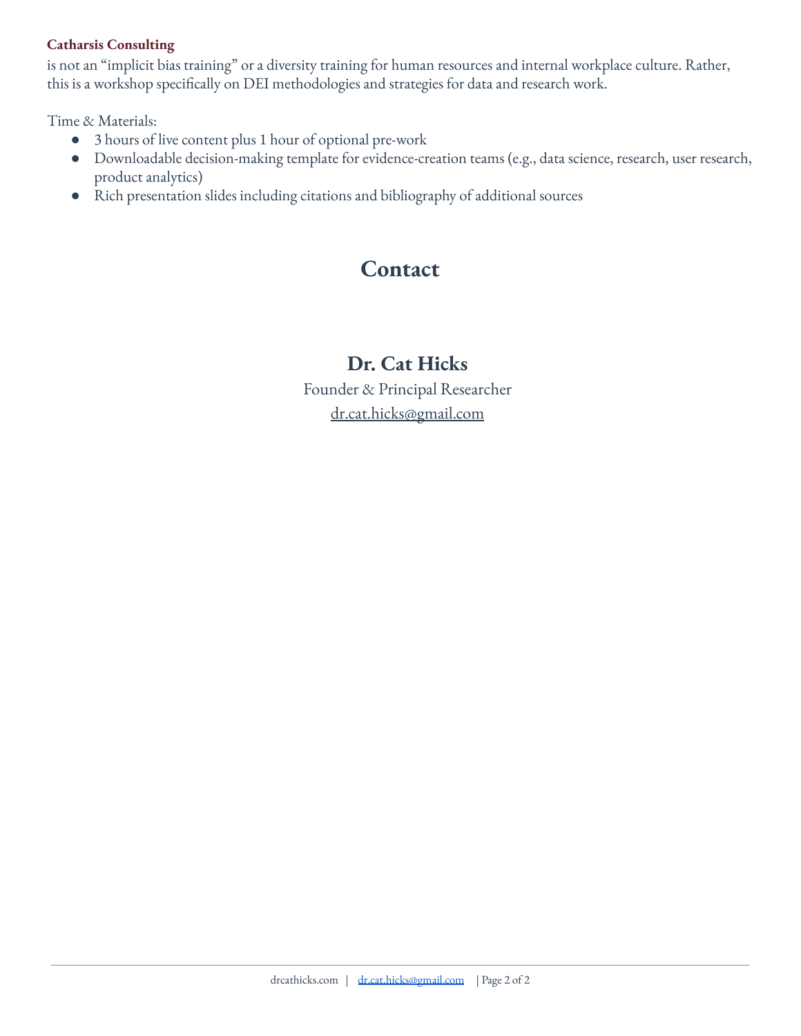**Catharsis Consulting** is not an "implicit bias training" or a diversity training for human resources and internal workplace culture. Rather, this is a workshop specifically on DEI methodologies and strategies for data and research work.

Time & Materials:

- 3 hours of live content plus 1 hour of optional pre-work
- Downloadable decision-making template for evidence-creation teams (e.g., data science, research, user research, product analytics)
- Rich presentation slides including citations and bibliography of additional sources

# Contact

## Dr. Cat Hicks

Founder & Principal Researcher

dr.cat.hicks@gmail.com